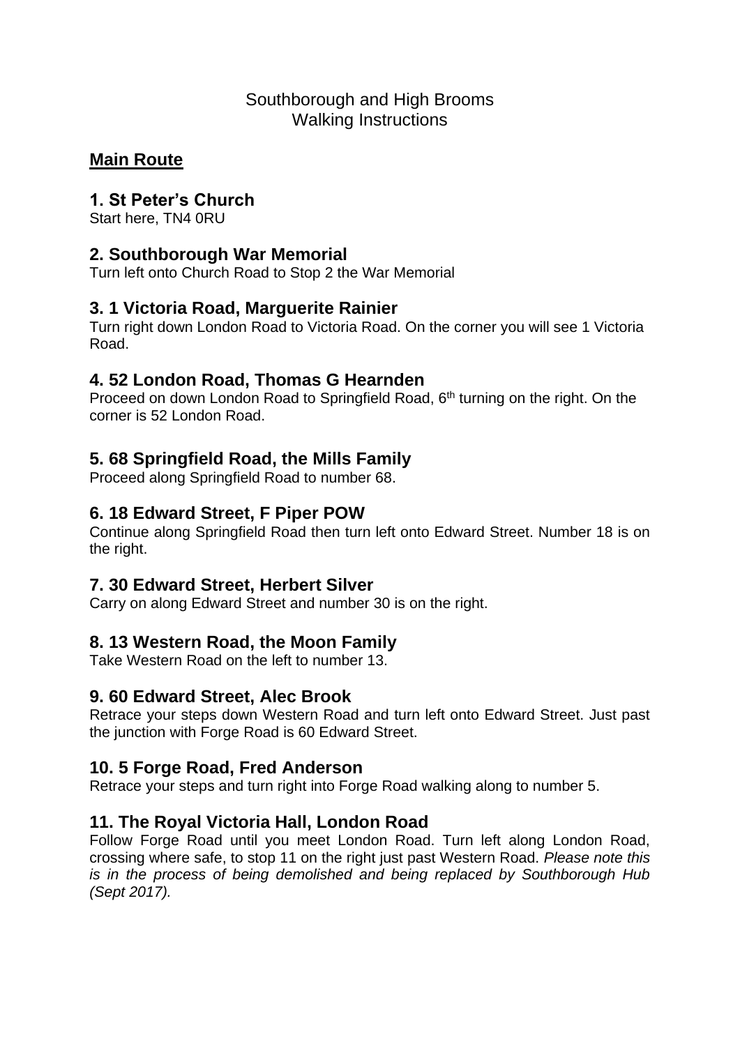Southborough and High Brooms
Walking Instructions

## Main Route

### 1. St Peter's Church

Start here, TN4 0RU

### 2. Southborough War Memorial

Turn left onto Church Road to Stop 2 the War Memorial

### 3. 1 Victoria Road, Marguerite Rainier

Turn right down London Road to Victoria Road. On the corner you will see 1 Victoria Road.

### 4. 52 London Road, Thomas G Hearnden

Proceed on down London Road to Springfield Road, 6th turning on the right. On the corner is 52 London Road.

### 5. 68 Springfield Road, the Mills Family

Proceed along Springfield Road to number 68.

### 6. 18 Edward Street, F Piper POW

Continue along Springfield Road then turn left onto Edward Street. Number 18 is on the right.

### 7. 30 Edward Street, Herbert Silver

Carry on along Edward Street and number 30 is on the right.

### 8. 13 Western Road, the Moon Family

Take Western Road on the left to number 13.

### 9. 60 Edward Street, Alec Brook

Retrace your steps down Western Road and turn left onto Edward Street. Just past the junction with Forge Road is 60 Edward Street.

### 10. 5 Forge Road, Fred Anderson

Retrace your steps and turn right into Forge Road walking along to number 5.

### 11. The Royal Victoria Hall, London Road

Follow Forge Road until you meet London Road. Turn left along London Road, crossing where safe, to stop 11 on the right just past Western Road. *Please note this is in the process of being demolished and being replaced by Southborough Hub (Sept 2017).*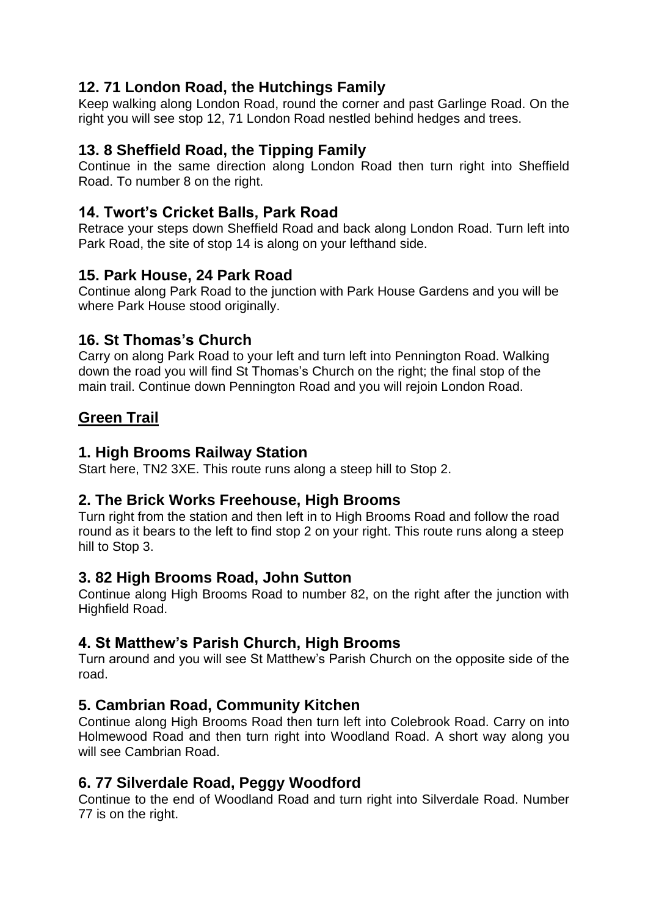### 12. 71 London Road, the Hutchings Family

Keep walking along London Road, round the corner and past Garlinge Road. On the right you will see stop 12, 71 London Road nestled behind hedges and trees.

### 13. 8 Sheffield Road, the Tipping Family

Continue in the same direction along London Road then turn right into Sheffield Road. To number 8 on the right.

### 14. Twort's Cricket Balls, Park Road

Retrace your steps down Sheffield Road and back along London Road. Turn left into Park Road, the site of stop 14 is along on your lefthand side.

### 15. Park House, 24 Park Road

Continue along Park Road to the junction with Park House Gardens and you will be where Park House stood originally.

### 16. St Thomas's Church

Carry on along Park Road to your left and turn left into Pennington Road. Walking down the road you will find St Thomas's Church on the right; the final stop of the main trail. Continue down Pennington Road and you will rejoin London Road.

## Green Trail

### 1. High Brooms Railway Station

Start here, TN2 3XE. This route runs along a steep hill to Stop 2.

### 2. The Brick Works Freehouse, High Brooms

Turn right from the station and then left in to High Brooms Road and follow the road round as it bears to the left to find stop 2 on your right. This route runs along a steep hill to Stop 3.

### 3. 82 High Brooms Road, John Sutton

Continue along High Brooms Road to number 82, on the right after the junction with Highfield Road.

### 4. St Matthew's Parish Church, High Brooms

Turn around and you will see St Matthew's Parish Church on the opposite side of the road.

### 5. Cambrian Road, Community Kitchen

Continue along High Brooms Road then turn left into Colebrook Road. Carry on into Holmewood Road and then turn right into Woodland Road. A short way along you will see Cambrian Road.

### 6. 77 Silverdale Road, Peggy Woodford

Continue to the end of Woodland Road and turn right into Silverdale Road. Number 77 is on the right.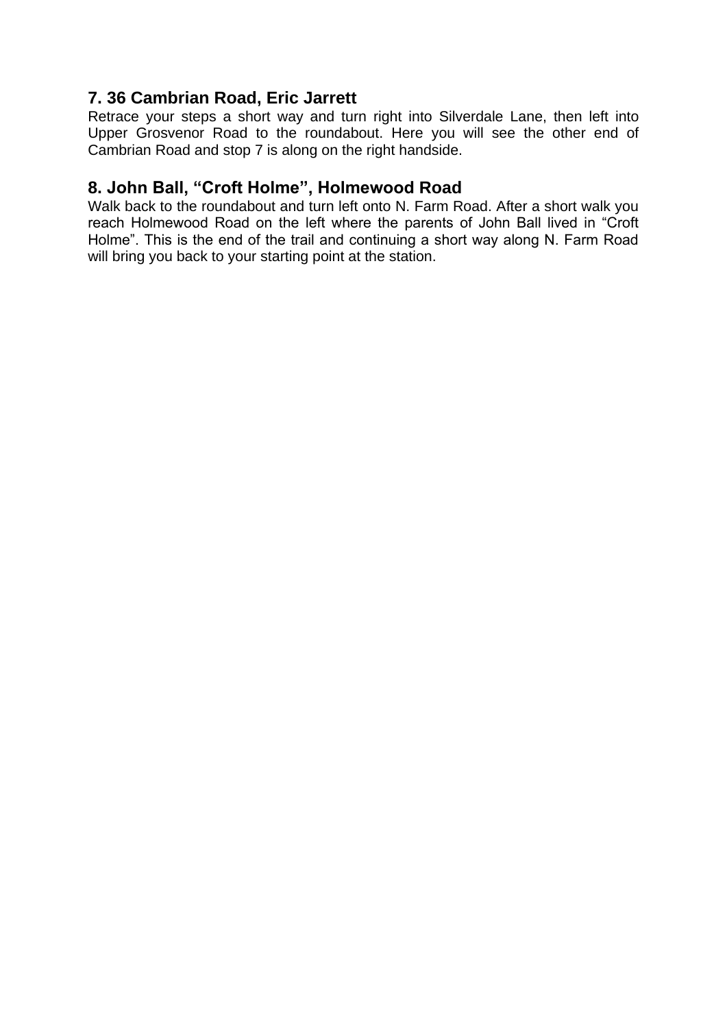### 7. 36 Cambrian Road, Eric Jarrett

Retrace your steps a short way and turn right into Silverdale Lane, then left into Upper Grosvenor Road to the roundabout. Here you will see the other end of Cambrian Road and stop 7 is along on the right handside.

### 8. John Ball, "Croft Holme", Holmewood Road

Walk back to the roundabout and turn left onto N. Farm Road. After a short walk you reach Holmewood Road on the left where the parents of John Ball lived in "Croft Holme". This is the end of the trail and continuing a short way along N. Farm Road will bring you back to your starting point at the station.